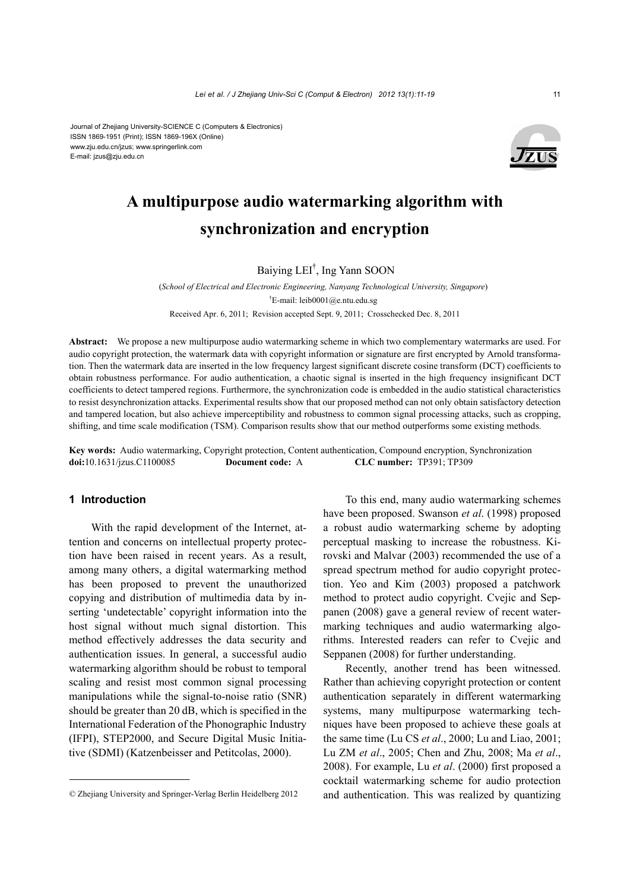Journal of Zhejiang University-SCIENCE C (Computers & Electronics)
ISSN 1869-1951 (Print); ISSN 1869-196X (Online)
www.zju.edu.cn/jzus; www.springerlink.com
E-mail: jzus@zju.edu.cn

# A multipurpose audio watermarking algorithm with synchronization and encryption

Baiying LEI[†], Ing Yann SOON

(*School of Electrical and Electronic Engineering, Nanyang Technological University, Singapore*)

[†]E-mail: leib0001@e.ntu.edu.sg

Received Apr. 6, 2011; Revision accepted Sept. 9, 2011; Crosschecked Dec. 8, 2011

**Abstract:** We propose a new multipurpose audio watermarking scheme in which two complementary watermarks are used. For audio copyright protection, the watermark data with copyright information or signature are first encrypted by Arnold transformation. Then the watermark data are inserted in the low frequency largest significant discrete cosine transform (DCT) coefficients to obtain robustness performance. For audio authentication, a chaotic signal is inserted in the high frequency insignificant DCT coefficients to detect tampered regions. Furthermore, the synchronization code is embedded in the audio statistical characteristics to resist desynchronization attacks. Experimental results show that our proposed method can not only obtain satisfactory detection and tampered location, but also achieve imperceptibility and robustness to common signal processing attacks, such as cropping, shifting, and time scale modification (TSM). Comparison results show that our method outperforms some existing methods.

**Key words:** Audio watermarking, Copyright protection, Content authentication, Compound encryption, Synchronization
**doi:**10.1631/jzus.C1100085 **Document code:** A **CLC number:** TP391; TP309

## 1 Introduction

With the rapid development of the Internet, attention and concerns on intellectual property protection have been raised in recent years. As a result, among many others, a digital watermarking method has been proposed to prevent the unauthorized copying and distribution of multimedia data by inserting 'undetectable' copyright information into the host signal without much signal distortion. This method effectively addresses the data security and authentication issues. In general, a successful audio watermarking algorithm should be robust to temporal scaling and resist most common signal processing manipulations while the signal-to-noise ratio (SNR) should be greater than 20 dB, which is specified in the International Federation of the Phonographic Industry (IFPI), STEP2000, and Secure Digital Music Initiative (SDMI) (Katzenbeisser and Petitcolas, 2000).

To this end, many audio watermarking schemes have been proposed. Swanson *et al*. (1998) proposed a robust audio watermarking scheme by adopting perceptual masking to increase the robustness. Kirovski and Malvar (2003) recommended the use of a spread spectrum method for audio copyright protection. Yeo and Kim (2003) proposed a patchwork method to protect audio copyright. Cvejic and Seppanen (2008) gave a general review of recent watermarking techniques and audio watermarking algorithms. Interested readers can refer to Cvejic and Seppanen (2008) for further understanding.

Recently, another trend has been witnessed. Rather than achieving copyright protection or content authentication separately in different watermarking systems, many multipurpose watermarking techniques have been proposed to achieve these goals at the same time (Lu CS *et al*., 2000; Lu and Liao, 2001; Lu ZM *et al*., 2005; Chen and Zhu, 2008; Ma *et al*., 2008). For example, Lu *et al*. (2000) first proposed a cocktail watermarking scheme for audio protection and authentication. This was realized by quantizing

© Zhejiang University and Springer-Verlag Berlin Heidelberg 2012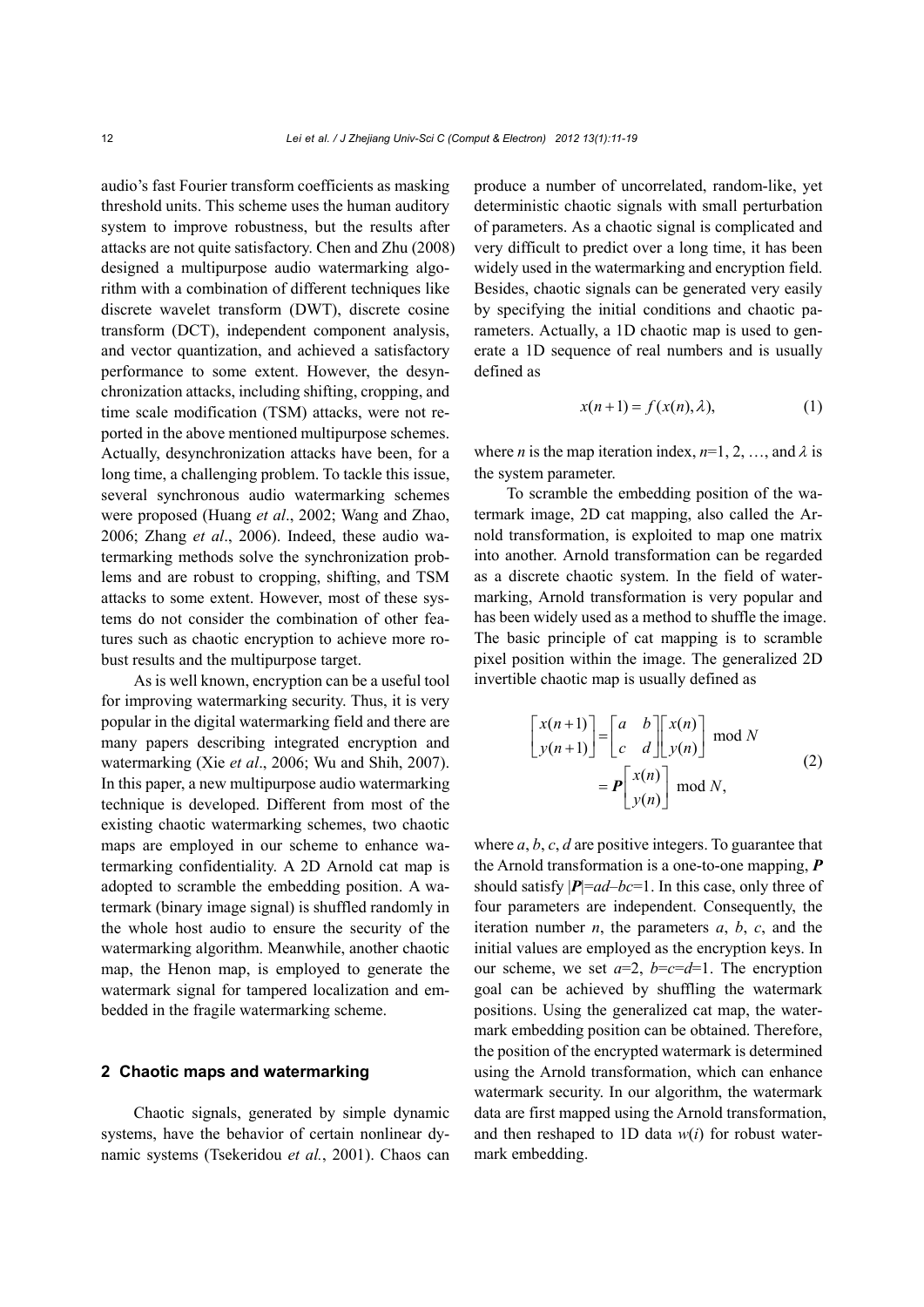audio's fast Fourier transform coefficients as masking threshold units. This scheme uses the human auditory system to improve robustness, but the results after attacks are not quite satisfactory. Chen and Zhu (2008) designed a multipurpose audio watermarking algorithm with a combination of different techniques like discrete wavelet transform (DWT), discrete cosine transform (DCT), independent component analysis, and vector quantization, and achieved a satisfactory performance to some extent. However, the desynchronization attacks, including shifting, cropping, and time scale modification (TSM) attacks, were not reported in the above mentioned multipurpose schemes. Actually, desynchronization attacks have been, for a long time, a challenging problem. To tackle this issue, several synchronous audio watermarking schemes were proposed (Huang *et al*., 2002; Wang and Zhao, 2006; Zhang *et al*., 2006). Indeed, these audio watermarking methods solve the synchronization problems and are robust to cropping, shifting, and TSM attacks to some extent. However, most of these systems do not consider the combination of other features such as chaotic encryption to achieve more robust results and the multipurpose target.

As is well known, encryption can be a useful tool for improving watermarking security. Thus, it is very popular in the digital watermarking field and there are many papers describing integrated encryption and watermarking (Xie *et al*., 2006; Wu and Shih, 2007). In this paper, a new multipurpose audio watermarking technique is developed. Different from most of the existing chaotic watermarking schemes, two chaotic maps are employed in our scheme to enhance watermarking confidentiality. A 2D Arnold cat map is adopted to scramble the embedding position. A watermark (binary image signal) is shuffled randomly in the whole host audio to ensure the security of the watermarking algorithm. Meanwhile, another chaotic map, the Henon map, is employed to generate the watermark signal for tampered localization and embedded in the fragile watermarking scheme.

## 2 Chaotic maps and watermarking

Chaotic signals, generated by simple dynamic systems, have the behavior of certain nonlinear dynamic systems (Tsekeridou *et al.*, 2001). Chaos can produce a number of uncorrelated, random-like, yet deterministic chaotic signals with small perturbation of parameters. As a chaotic signal is complicated and very difficult to predict over a long time, it has been widely used in the watermarking and encryption field. Besides, chaotic signals can be generated very easily by specifying the initial conditions and chaotic parameters. Actually, a 1D chaotic map is used to generate a 1D sequence of real numbers and is usually defined as

$$x(n+1) = f(x(n), \lambda), \tag{1}$$

where $n$ is the map iteration index, $n$=1, 2, …, and $\lambda$ is the system parameter.

To scramble the embedding position of the watermark image, 2D cat mapping, also called the Arnold transformation, is exploited to map one matrix into another. Arnold transformation can be regarded as a discrete chaotic system. In the field of watermarking, Arnold transformation is very popular and has been widely used as a method to shuffle the image. The basic principle of cat mapping is to scramble pixel position within the image. The generalized 2D invertible chaotic map is usually defined as

$$\begin{aligned} \begin{bmatrix} x(n+1) \\ y(n+1) \end{bmatrix} &= \begin{bmatrix} a & b \\ c & d \end{bmatrix} \begin{bmatrix} x(n) \\ y(n) \end{bmatrix} \bmod N \\ &= \boldsymbol{P} \begin{bmatrix} x(n) \\ y(n) \end{bmatrix} \bmod N, \end{aligned} \tag{2}$$

where $a$, $b$, $c$, $d$ are positive integers. To guarantee that the Arnold transformation is a one-to-one mapping, $\boldsymbol{P}$ should satisfy $|\boldsymbol{P}|=ad-bc=1$. In this case, only three of four parameters are independent. Consequently, the iteration number $n$, the parameters $a$, $b$, $c$, and the initial values are employed as the encryption keys. In our scheme, we set $a$=2, $b$=$c$=$d$=1. The encryption goal can be achieved by shuffling the watermark positions. Using the generalized cat map, the watermark embedding position can be obtained. Therefore, the position of the encrypted watermark is determined using the Arnold transformation, which can enhance watermark security. In our algorithm, the watermark data are first mapped using the Arnold transformation, and then reshaped to 1D data $w(i)$ for robust watermark embedding.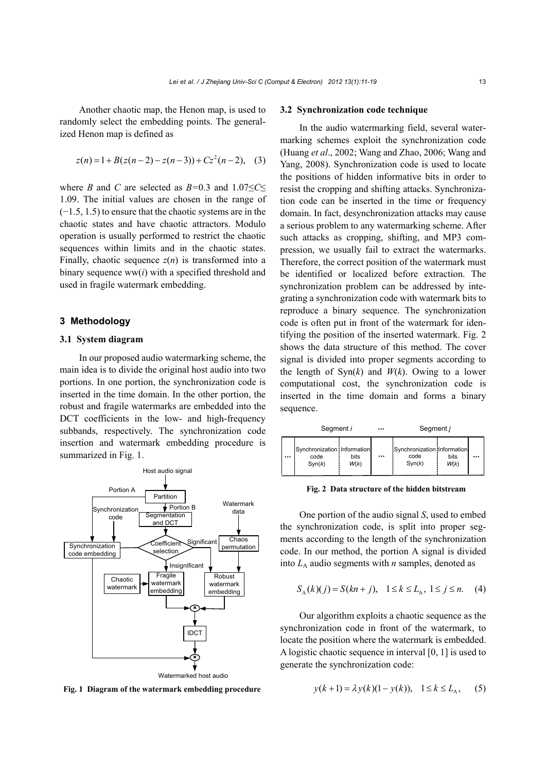Another chaotic map, the Henon map, is used to randomly select the embedding points. The generalized Henon map is defined as

$$z(n) = 1 + B(z(n-2) - z(n-3)) + Cz^2(n-2), \quad (3)$$

where $B$ and $C$ are selected as $B$=0.3 and $1.07 \leq C \leq 1.09$. The initial values are chosen in the range of (−1.5, 1.5) to ensure that the chaotic systems are in the chaotic states and have chaotic attractors. Modulo operation is usually performed to restrict the chaotic sequences within limits and in the chaotic states. Finally, chaotic sequence $z(n)$ is transformed into a binary sequence ww($i$) with a specified threshold and used in fragile watermark embedding.

## 3 Methodology

### 3.1 System diagram

In our proposed audio watermarking scheme, the main idea is to divide the original host audio into two portions. In one portion, the synchronization code is inserted in the time domain. In the other portion, the robust and fragile watermarks are embedded into the DCT coefficients in the low- and high-frequency subbands, respectively. The synchronization code insertion and watermark embedding procedure is summarized in Fig. 1.

**Fig. 1 Diagram of the watermark embedding procedure**

### 3.2 Synchronization code technique

In the audio watermarking field, several watermarking schemes exploit the synchronization code (Huang *et al*., 2002; Wang and Zhao, 2006; Wang and Yang, 2008). Synchronization code is used to locate the positions of hidden informative bits in order to resist the cropping and shifting attacks. Synchronization code can be inserted in the time or frequency domain. In fact, desynchronization attacks may cause a serious problem to any watermarking scheme. After such attacks as cropping, shifting, and MP3 compression, we usually fail to extract the watermarks. Therefore, the correct position of the watermark must be identified or localized before extraction. The synchronization problem can be addressed by integrating a synchronization code with watermark bits to reproduce a binary sequence. The synchronization code is often put in front of the watermark for identifying the position of the inserted watermark. Fig. 2 shows the data structure of this method. The cover signal is divided into proper segments according to the length of Syn($k$) and $W(k)$. Owing to a lower computational cost, the synchronization code is inserted in the time domain and forms a binary sequence.

| | Segment *i* | | ... | Segment *j* | | |
|---|---|---|---|---|---|---|
| ... | Synchronization code Syn($k$) | Information bits $W(k)$ | ... | Synchronization code Syn($k$) | Information bits $W(k)$ | ... |

**Fig. 2 Data structure of the hidden bitstream**

One portion of the audio signal $S$, used to embed the synchronization code, is split into proper segments according to the length of the synchronization code. In our method, the portion A signal is divided into $L_A$ audio segments with $n$ samples, denoted as

$$S_A(k)(j) = S(kn + j), \quad 1 \leq k \leq L_A, \ 1 \leq j \leq n. \quad (4)$$

Our algorithm exploits a chaotic sequence as the synchronization code in front of the watermark, to locate the position where the watermark is embedded. A logistic chaotic sequence in interval [0, 1] is used to generate the synchronization code:

$$y(k+1) = \lambda y(k)(1 - y(k)), \quad 1 \leq k \leq L_A, \quad (5)$$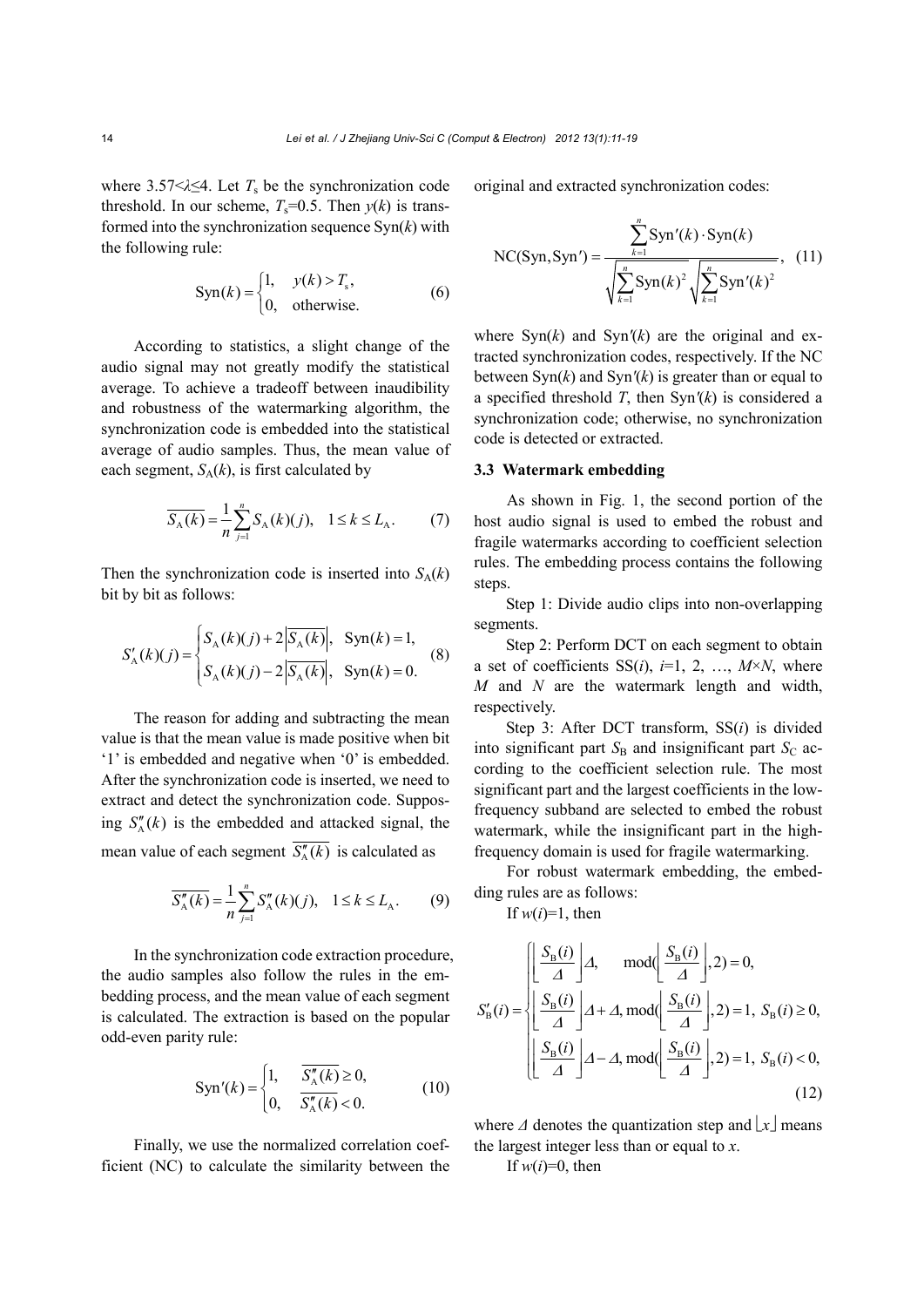where $3.57<\lambda\leq 4$. Let $T_s$ be the synchronization code threshold. In our scheme, $T_s$=0.5. Then $y(k)$ is transformed into the synchronization sequence Syn($k$) with the following rule:

$$\mathrm{Syn}(k)=\begin{cases}1, & y(k)>T_s,\\ 0, & \text{otherwise}.\end{cases} \tag{6}$$

According to statistics, a slight change of the audio signal may not greatly modify the statistical average. To achieve a tradeoff between inaudibility and robustness of the watermarking algorithm, the synchronization code is embedded into the statistical average of audio samples. Thus, the mean value of each segment, $S_A(k)$, is first calculated by

$$\overline{S_A(k)}=\frac{1}{n}\sum_{j=1}^{n}S_A(k)(j),\quad 1\leq k\leq L_A. \tag{7}$$

Then the synchronization code is inserted into $S_A(k)$ bit by bit as follows:

$$S'_A(k)(j)=\begin{cases}S_A(k)(j)+2\left|\overline{S_A(k)}\right|, & \mathrm{Syn}(k)=1,\\ S_A(k)(j)-2\left|\overline{S_A(k)}\right|, & \mathrm{Syn}(k)=0.\end{cases} \tag{8}$$

The reason for adding and subtracting the mean value is that the mean value is made positive when bit '1' is embedded and negative when '0' is embedded. After the synchronization code is inserted, we need to extract and detect the synchronization code. Supposing $S''_A(k)$ is the embedded and attacked signal, the mean value of each segment $\overline{S''_A(k)}$ is calculated as

$$\overline{S''_A(k)}=\frac{1}{n}\sum_{j=1}^{n}S''_A(k)(j),\quad 1\leq k\leq L_A. \tag{9}$$

In the synchronization code extraction procedure, the audio samples also follow the rules in the embedding process, and the mean value of each segment is calculated. The extraction is based on the popular odd-even parity rule:

$$\mathrm{Syn}'(k)=\begin{cases}1, & \overline{S''_A(k)}\geq 0,\\ 0, & \overline{S''_A(k)}<0.\end{cases} \tag{10}$$

Finally, we use the normalized correlation coefficient (NC) to calculate the similarity between the original and extracted synchronization codes:

$$\mathrm{NC}(\mathrm{Syn},\mathrm{Syn}')=\frac{\sum_{k=1}^{n}\mathrm{Syn}'(k)\cdot\mathrm{Syn}(k)}{\sqrt{\sum_{k=1}^{n}\mathrm{Syn}(k)^2}\sqrt{\sum_{k=1}^{n}\mathrm{Syn}'(k)^2}}, \tag{11}$$

where Syn($k$) and Syn′($k$) are the original and extracted synchronization codes, respectively. If the NC between Syn($k$) and Syn′($k$) is greater than or equal to a specified threshold $T$, then Syn′($k$) is considered a synchronization code; otherwise, no synchronization code is detected or extracted.

### 3.3 Watermark embedding

As shown in Fig. 1, the second portion of the host audio signal is used to embed the robust and fragile watermarks according to coefficient selection rules. The embedding process contains the following steps.

Step 1: Divide audio clips into non-overlapping segments.

Step 2: Perform DCT on each segment to obtain a set of coefficients SS($i$), $i$=1, 2, …, $M\times N$, where $M$ and $N$ are the watermark length and width, respectively.

Step 3: After DCT transform, SS($i$) is divided into significant part $S_B$ and insignificant part $S_C$ according to the coefficient selection rule. The most significant part and the largest coefficients in the low-frequency subband are selected to embed the robust watermark, while the insignificant part in the high-frequency domain is used for fragile watermarking.

For robust watermark embedding, the embedding rules are as follows:

If $w(i)$=1, then

$$S'_B(i)=\begin{cases}\left\lfloor\dfrac{S_B(i)}{\Delta}\right\rfloor\Delta, & \mathrm{mod}(\left\lfloor\dfrac{S_B(i)}{\Delta}\right\rfloor,2)=0,\\ \left\lfloor\dfrac{S_B(i)}{\Delta}\right\rfloor\Delta+\Delta, & \mathrm{mod}(\left\lfloor\dfrac{S_B(i)}{\Delta}\right\rfloor,2)=1,\ S_B(i)\geq 0,\\ \left\lfloor\dfrac{S_B(i)}{\Delta}\right\rfloor\Delta-\Delta, & \mathrm{mod}(\left\lfloor\dfrac{S_B(i)}{\Delta}\right\rfloor,2)=1,\ S_B(i)<0,\end{cases} \tag{12}$$

where $\Delta$ denotes the quantization step and $\lfloor x\rfloor$ means the largest integer less than or equal to $x$.

If $w(i)$=0, then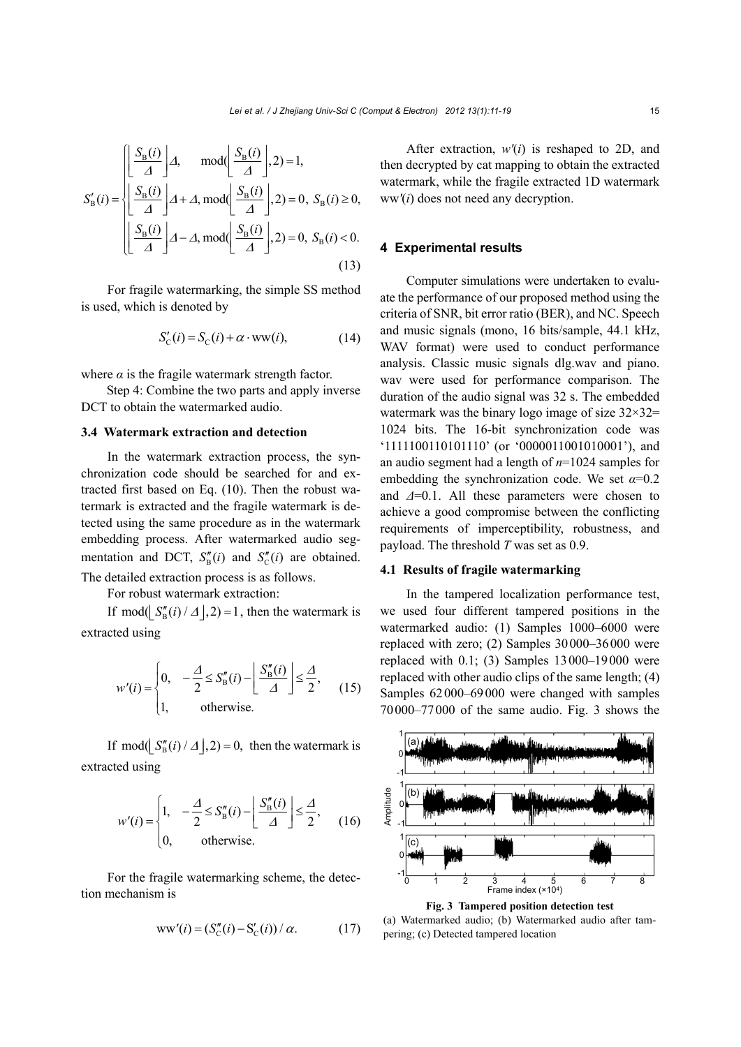$$S'_{\mathrm{B}}(i)=\begin{cases}\left\lfloor \dfrac{S_{\mathrm{B}}(i)}{\Delta}\right\rfloor \Delta, & \mathrm{mod}\left(\left\lfloor \dfrac{S_{\mathrm{B}}(i)}{\Delta}\right\rfloor,2\right)=1,\\ \left\lfloor \dfrac{S_{\mathrm{B}}(i)}{\Delta}\right\rfloor \Delta+\Delta, & \mathrm{mod}\left(\left\lfloor \dfrac{S_{\mathrm{B}}(i)}{\Delta}\right\rfloor,2\right)=0,\ S_{\mathrm{B}}(i)\geq 0,\\ \left\lfloor \dfrac{S_{\mathrm{B}}(i)}{\Delta}\right\rfloor \Delta-\Delta, & \mathrm{mod}\left(\left\lfloor \dfrac{S_{\mathrm{B}}(i)}{\Delta}\right\rfloor,2\right)=0,\ S_{\mathrm{B}}(i)< 0.\end{cases} \tag{13}$$

For fragile watermarking, the simple SS method is used, which is denoted by

$$S'_{\mathrm{C}}(i)=S_{\mathrm{C}}(i)+\alpha\cdot \mathrm{ww}(i), \tag{14}$$

where $\alpha$ is the fragile watermark strength factor.

Step 4: Combine the two parts and apply inverse DCT to obtain the watermarked audio.

### 3.4 Watermark extraction and detection

In the watermark extraction process, the synchronization code should be searched for and extracted first based on Eq. (10). Then the robust watermark is extracted and the fragile watermark is detected using the same procedure as in the watermark embedding process. After watermarked audio segmentation and DCT, $S''_{\mathrm{B}}(i)$ and $S''_{\mathrm{C}}(i)$ are obtained. The detailed extraction process is as follows.

For robust watermark extraction:

If $\mathrm{mod}(\lfloor S''_{\mathrm{B}}(i)/\Delta\rfloor,2)=1$, then the watermark is extracted using

$$w'(i)=\begin{cases}0, & -\dfrac{\Delta}{2}\leq S''_{\mathrm{B}}(i)-\left\lfloor \dfrac{S''_{\mathrm{B}}(i)}{\Delta}\right\rfloor\leq \dfrac{\Delta}{2},\\ 1, & \text{otherwise.}\end{cases} \tag{15}$$

If $\mathrm{mod}(\lfloor S''_{\mathrm{B}}(i)/\Delta\rfloor,2)=0$, then the watermark is extracted using

$$w'(i)=\begin{cases}1, & -\dfrac{\Delta}{2}\leq S''_{\mathrm{B}}(i)-\left\lfloor \dfrac{S''_{\mathrm{B}}(i)}{\Delta}\right\rfloor\leq \dfrac{\Delta}{2},\\ 0, & \text{otherwise.}\end{cases} \tag{16}$$

For the fragile watermarking scheme, the detection mechanism is

$$\mathrm{ww}'(i)=(S''_{\mathrm{C}}(i)-S'_{\mathrm{C}}(i))/\alpha. \tag{17}$$

After extraction, $w'(i)$ is reshaped to 2D, and then decrypted by cat mapping to obtain the extracted watermark, while the fragile extracted 1D watermark $\mathrm{ww}'(i)$ does not need any decryption.

## 4 Experimental results

Computer simulations were undertaken to evaluate the performance of our proposed method using the criteria of SNR, bit error ratio (BER), and NC. Speech and music signals (mono, 16 bits/sample, 44.1 kHz, WAV format) were used to conduct performance analysis. Classic music signals dlg.wav and piano.wav were used for performance comparison. The duration of the audio signal was 32 s. The embedded watermark was the binary logo image of size 32×32=1024 bits. The 16-bit synchronization code was '1111100110101110' (or '0000011001010001'), and an audio segment had a length of $n$=1024 samples for embedding the synchronization code. We set $\alpha$=0.2 and $\Delta$=0.1. All these parameters were chosen to achieve a good compromise between the conflicting requirements of imperceptibility, robustness, and payload. The threshold $T$ was set as 0.9.

### 4.1 Results of fragile watermarking

In the tampered localization performance test, we used four different tampered positions in the watermarked audio: (1) Samples 1000–6000 were replaced with zero; (2) Samples 30 000–36 000 were replaced with 0.1; (3) Samples 13 000–19 000 were replaced with other audio clips of the same length; (4) Samples 62 000–69 000 were changed with samples 70 000–77 000 of the same audio. Fig. 3 shows the

**Fig. 3 Tampered position detection test**
(a) Watermarked audio; (b) Watermarked audio after tampering; (c) Detected tampered location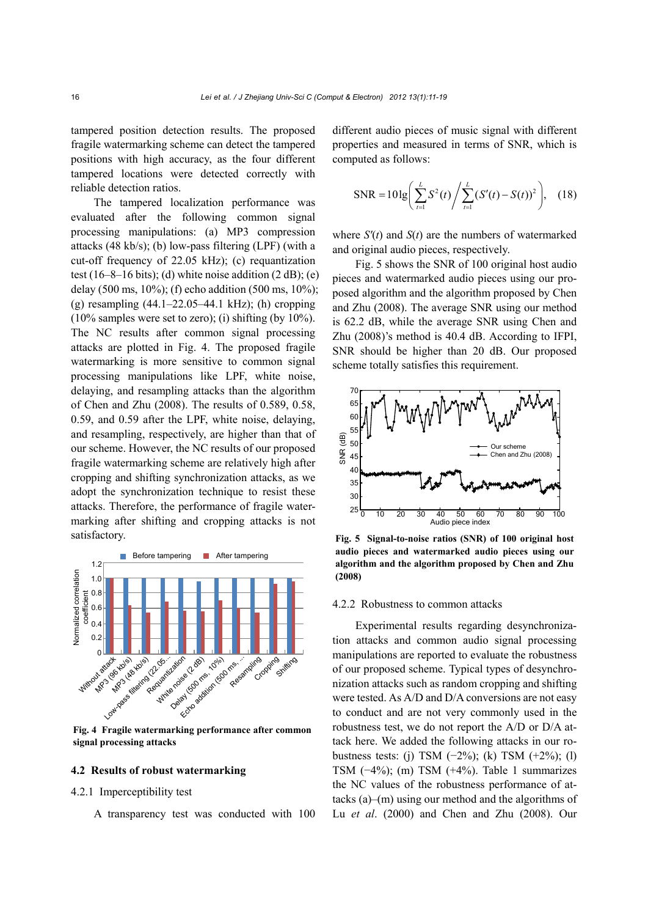tampered position detection results. The proposed fragile watermarking scheme can detect the tampered positions with high accuracy, as the four different tampered locations were detected correctly with reliable detection ratios.

The tampered localization performance was evaluated after the following common signal processing manipulations: (a) MP3 compression attacks (48 kb/s); (b) low-pass filtering (LPF) (with a cut-off frequency of 22.05 kHz); (c) requantization test (16–8–16 bits); (d) white noise addition (2 dB); (e) delay (500 ms, 10%); (f) echo addition (500 ms, 10%); (g) resampling (44.1–22.05–44.1 kHz); (h) cropping (10% samples were set to zero); (i) shifting (by 10%). The NC results after common signal processing attacks are plotted in Fig. 4. The proposed fragile watermarking is more sensitive to common signal processing manipulations like LPF, white noise, delaying, and resampling attacks than the algorithm of Chen and Zhu (2008). The results of 0.589, 0.58, 0.59, and 0.59 after the LPF, white noise, delaying, and resampling, respectively, are higher than that of our scheme. However, the NC results of our proposed fragile watermarking scheme are relatively high after cropping and shifting synchronization attacks, as we adopt the synchronization technique to resist these attacks. Therefore, the performance of fragile watermarking after shifting and cropping attacks is not satisfactory.

**Fig. 4 Fragile watermarking performance after common signal processing attacks**

## 4.2 Results of robust watermarking

### 4.2.1 Imperceptibility test

A transparency test was conducted with 100 different audio pieces of music signal with different properties and measured in terms of SNR, which is computed as follows:

$$\text{SNR} = 10\lg\left(\sum_{t=1}^{L} S^2(t) \Big/ \sum_{t=1}^{L} (S'(t) - S(t))^2\right), \quad (18)$$

where $S'(t)$ and $S(t)$ are the numbers of watermarked and original audio pieces, respectively.

Fig. 5 shows the SNR of 100 original host audio pieces and watermarked audio pieces using our proposed algorithm and the algorithm proposed by Chen and Zhu (2008). The average SNR using our method is 62.2 dB, while the average SNR using Chen and Zhu (2008)'s method is 40.4 dB. According to IFPI, SNR should be higher than 20 dB. Our proposed scheme totally satisfies this requirement.

**Fig. 5 Signal-to-noise ratios (SNR) of 100 original host audio pieces and watermarked audio pieces using our algorithm and the algorithm proposed by Chen and Zhu (2008)**

### 4.2.2 Robustness to common attacks

Experimental results regarding desynchronization attacks and common audio signal processing manipulations are reported to evaluate the robustness of our proposed scheme. Typical types of desynchronization attacks such as random cropping and shifting were tested. As A/D and D/A conversions are not easy to conduct and are not very commonly used in the robustness test, we do not report the A/D or D/A attack here. We added the following attacks in our robustness tests: (j) TSM (−2%); (k) TSM (+2%); (l) TSM (−4%); (m) TSM (+4%). Table 1 summarizes the NC values of the robustness performance of attacks (a)–(m) using our method and the algorithms of Lu *et al*. (2000) and Chen and Zhu (2008). Our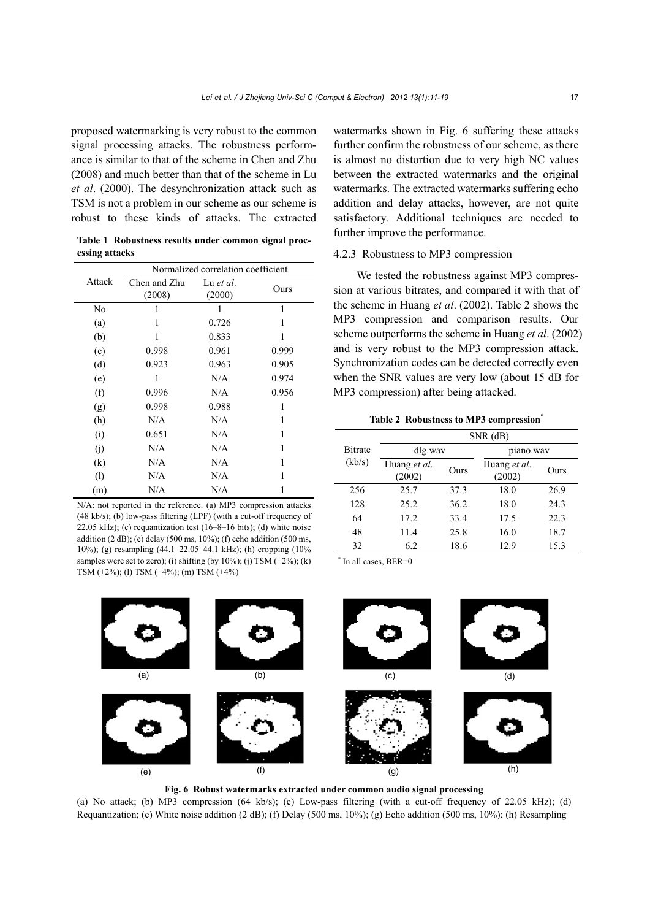proposed watermarking is very robust to the common signal processing attacks. The robustness performance is similar to that of the scheme in Chen and Zhu (2008) and much better than that of the scheme in Lu *et al*. (2000). The desynchronization attack such as TSM is not a problem in our scheme as our scheme is robust to these kinds of attacks. The extracted watermarks shown in Fig. 6 suffering these attacks further confirm the robustness of our scheme, as there is almost no distortion due to very high NC values between the extracted watermarks and the original watermarks. The extracted watermarks suffering echo addition and delay attacks, however, are not quite satisfactory. Additional techniques are needed to further improve the performance.

**Table 1 Robustness results under common signal processing attacks**

| Attack | Normalized correlation coefficient | | |
|---|---|---|---|
| | Chen and Zhu (2008) | Lu *et al*. (2000) | Ours |
| No | 1 | 1 | 1 |
| (a) | 1 | 0.726 | 1 |
| (b) | 1 | 0.833 | 1 |
| (c) | 0.998 | 0.961 | 0.999 |
| (d) | 0.923 | 0.963 | 0.905 |
| (e) | 1 | N/A | 0.974 |
| (f) | 0.996 | N/A | 0.956 |
| (g) | 0.998 | 0.988 | 1 |
| (h) | N/A | N/A | 1 |
| (i) | 0.651 | N/A | 1 |
| (j) | N/A | N/A | 1 |
| (k) | N/A | N/A | 1 |
| (l) | N/A | N/A | 1 |
| (m) | N/A | N/A | 1 |

N/A: not reported in the reference. (a) MP3 compression attacks (48 kb/s); (b) low-pass filtering (LPF) (with a cut-off frequency of 22.05 kHz); (c) requantization test (16–8–16 bits); (d) white noise addition (2 dB); (e) delay (500 ms, 10%); (f) echo addition (500 ms, 10%); (g) resampling (44.1–22.05–44.1 kHz); (h) cropping (10% samples were set to zero); (i) shifting (by 10%); (j) TSM (−2%); (k) TSM (+2%); (l) TSM (−4%); (m) TSM (+4%)

### 4.2.3 Robustness to MP3 compression

We tested the robustness against MP3 compression at various bitrates, and compared it with that of the scheme in Huang *et al*. (2002). Table 2 shows the MP3 compression and comparison results. Our scheme outperforms the scheme in Huang *et al*. (2002) and is very robust to the MP3 compression attack. Synchronization codes can be detected correctly even when the SNR values are very low (about 15 dB for MP3 compression) after being attacked.

**Table 2 Robustness to MP3 compression***

| Bitrate (kb/s) | SNR (dB) | | | |
|---|---|---|---|---|
| | dlg.wav | | piano.wav | |
| | Huang *et al*. (2002) | Ours | Huang *et al*. (2002) | Ours |
| 256 | 25.7 | 37.3 | 18.0 | 26.9 |
| 128 | 25.2 | 36.2 | 18.0 | 24.3 |
| 64 | 17.2 | 33.4 | 17.5 | 22.3 |
| 48 | 11.4 | 25.8 | 16.0 | 18.7 |
| 32 | 6.2 | 18.6 | 12.9 | 15.3 |

\* In all cases, BER=0

**Fig. 6 Robust watermarks extracted under common audio signal processing**

(a) No attack; (b) MP3 compression (64 kb/s); (c) Low-pass filtering (with a cut-off frequency of 22.05 kHz); (d) Requantization; (e) White noise addition (2 dB); (f) Delay (500 ms, 10%); (g) Echo addition (500 ms, 10%); (h) Resampling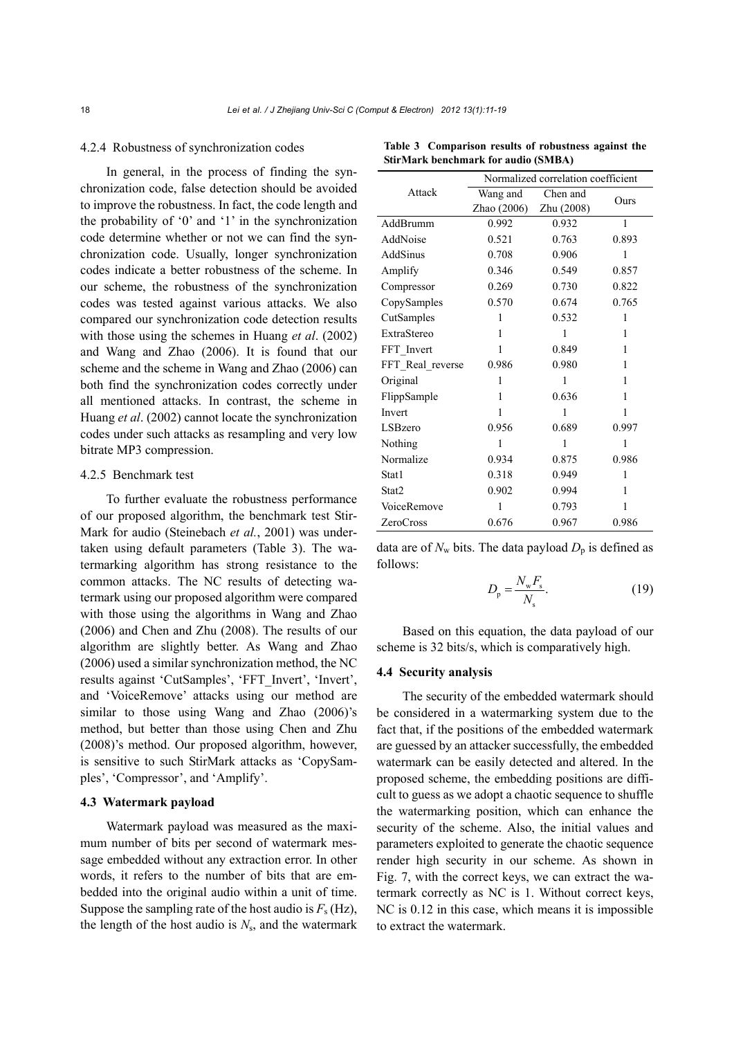#### 4.2.4 Robustness of synchronization codes

In general, in the process of finding the synchronization code, false detection should be avoided to improve the robustness. In fact, the code length and the probability of '0' and '1' in the synchronization code determine whether or not we can find the synchronization code. Usually, longer synchronization codes indicate a better robustness of the scheme. In our scheme, the robustness of the synchronization codes was tested against various attacks. We also compared our synchronization code detection results with those using the schemes in Huang *et al*. (2002) and Wang and Zhao (2006). It is found that our scheme and the scheme in Wang and Zhao (2006) can both find the synchronization codes correctly under all mentioned attacks. In contrast, the scheme in Huang *et al*. (2002) cannot locate the synchronization codes under such attacks as resampling and very low bitrate MP3 compression.

#### 4.2.5 Benchmark test

To further evaluate the robustness performance of our proposed algorithm, the benchmark test StirMark for audio (Steinebach *et al.*, 2001) was undertaken using default parameters (Table 3). The watermarking algorithm has strong resistance to the common attacks. The NC results of detecting watermark using our proposed algorithm were compared with those using the algorithms in Wang and Zhao (2006) and Chen and Zhu (2008). The results of our algorithm are slightly better. As Wang and Zhao (2006) used a similar synchronization method, the NC results against 'CutSamples', 'FFT_Invert', 'Invert', and 'VoiceRemove' attacks using our method are similar to those using Wang and Zhao (2006)'s method, but better than those using Chen and Zhu (2008)'s method. Our proposed algorithm, however, is sensitive to such StirMark attacks as 'CopySamples', 'Compressor', and 'Amplify'.

**Table 3 Comparison results of robustness against the StirMark benchmark for audio (SMBA)**

| Attack | Normalized correlation coefficient | | |
|---|---|---|---|
| | Wang and Zhao (2006) | Chen and Zhu (2008) | Ours |
| AddBrumm | 0.992 | 0.932 | 1 |
| AddNoise | 0.521 | 0.763 | 0.893 |
| AddSinus | 0.708 | 0.906 | 1 |
| Amplify | 0.346 | 0.549 | 0.857 |
| Compressor | 0.269 | 0.730 | 0.822 |
| CopySamples | 0.570 | 0.674 | 0.765 |
| CutSamples | 1 | 0.532 | 1 |
| ExtraStereo | 1 | 1 | 1 |
| FFT_Invert | 1 | 0.849 | 1 |
| FFT_Real_reverse | 0.986 | 0.980 | 1 |
| Original | 1 | 1 | 1 |
| FlippSample | 1 | 0.636 | 1 |
| Invert | 1 | 1 | 1 |
| LSBzero | 0.956 | 0.689 | 0.997 |
| Nothing | 1 | 1 | 1 |
| Normalize | 0.934 | 0.875 | 0.986 |
| Stat1 | 0.318 | 0.949 | 1 |
| Stat2 | 0.902 | 0.994 | 1 |
| VoiceRemove | 1 | 0.793 | 1 |
| ZeroCross | 0.676 | 0.967 | 0.986 |

### 4.3 Watermark payload

Watermark payload was measured as the maximum number of bits per second of watermark message embedded without any extraction error. In other words, it refers to the number of bits that are embedded into the original audio within a unit of time. Suppose the sampling rate of the host audio is $F_s$ (Hz), the length of the host audio is $N_s$, and the watermark data are of $N_w$ bits. The data payload $D_p$ is defined as follows:

$$D_p = \frac{N_w F_s}{N_s}. \tag{19}$$

Based on this equation, the data payload of our scheme is 32 bits/s, which is comparatively high.

### 4.4 Security analysis

The security of the embedded watermark should be considered in a watermarking system due to the fact that, if the positions of the embedded watermark are guessed by an attacker successfully, the embedded watermark can be easily detected and altered. In the proposed scheme, the embedding positions are difficult to guess as we adopt a chaotic sequence to shuffle the watermarking position, which can enhance the security of the scheme. Also, the initial values and parameters exploited to generate the chaotic sequence render high security in our scheme. As shown in Fig. 7, with the correct keys, we can extract the watermark correctly as NC is 1. Without correct keys, NC is 0.12 in this case, which means it is impossible to extract the watermark.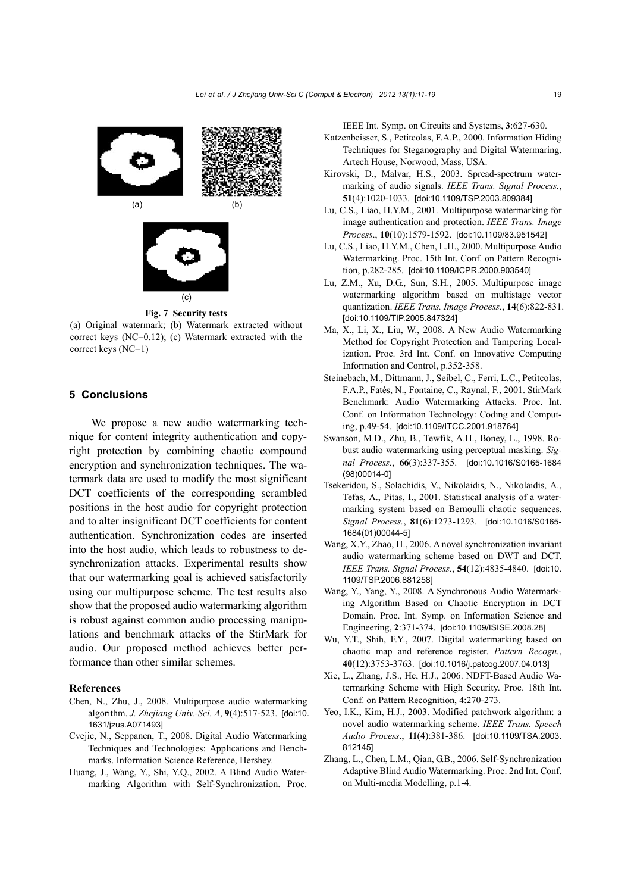(a)

(b)

(c)

**Fig. 7 Security tests**

(a) Original watermark; (b) Watermark extracted without correct keys (NC=0.12); (c) Watermark extracted with the correct keys (NC=1)

## 5 Conclusions

We propose a new audio watermarking technique for content integrity authentication and copyright protection by combining chaotic compound encryption and synchronization techniques. The watermark data are used to modify the most significant DCT coefficients of the corresponding scrambled positions in the host audio for copyright protection and to alter insignificant DCT coefficients for content authentication. Synchronization codes are inserted into the host audio, which leads to robustness to desynchronization attacks. Experimental results show that our watermarking goal is achieved satisfactorily using our multipurpose scheme. The test results also show that the proposed audio watermarking algorithm is robust against common audio processing manipulations and benchmark attacks of the StirMark for audio. Our proposed method achieves better performance than other similar schemes.

### References

Chen, N., Zhu, J., 2008. Multipurpose audio watermarking algorithm. *J. Zhejiang Univ.-Sci. A*, **9**(4):517-523. [doi:10.1631/jzus.A071493]

Cvejic, N., Seppanen, T., 2008. Digital Audio Watermarking Techniques and Technologies: Applications and Benchmarks. Information Science Reference, Hershey.

Huang, J., Wang, Y., Shi, Y.Q., 2002. A Blind Audio Watermarking Algorithm with Self-Synchronization. Proc. IEEE Int. Symp. on Circuits and Systems, **3**:627-630.

Katzenbeisser, S., Petitcolas, F.A.P., 2000. Information Hiding Techniques for Steganography and Digital Watermaring. Artech House, Norwood, Mass, USA.

Kirovski, D., Malvar, H.S., 2003. Spread-spectrum watermarking of audio signals. *IEEE Trans. Signal Process.*, **51**(4):1020-1033. [doi:10.1109/TSP.2003.809384]

Lu, C.S., Liao, H.Y.M., 2001. Multipurpose watermarking for image authentication and protection. *IEEE Trans. Image Process*., **10**(10):1579-1592. [doi:10.1109/83.951542]

Lu, C.S., Liao, H.Y.M., Chen, L.H., 2000. Multipurpose Audio Watermarking. Proc. 15th Int. Conf. on Pattern Recognition, p.282-285. [doi:10.1109/ICPR.2000.903540]

Lu, Z.M., Xu, D.G., Sun, S.H., 2005. Multipurpose image watermarking algorithm based on multistage vector quantization. *IEEE Trans. Image Process.*, **14**(6):822-831. [doi:10.1109/TIP.2005.847324]

Ma, X., Li, X., Liu, W., 2008. A New Audio Watermarking Method for Copyright Protection and Tampering Localization. Proc. 3rd Int. Conf. on Innovative Computing Information and Control, p.352-358.

Steinebach, M., Dittmann, J., Seibel, C., Ferri, L.C., Petitcolas, F.A.P., Fatès, N., Fontaine, C., Raynal, F., 2001. StirMark Benchmark: Audio Watermarking Attacks. Proc. Int. Conf. on Information Technology: Coding and Computing, p.49-54. [doi:10.1109/ITCC.2001.918764]

Swanson, M.D., Zhu, B., Tewfik, A.H., Boney, L., 1998. Robust audio watermarking using perceptual masking. *Signal Process.*, **66**(3):337-355. [doi:10.1016/S0165-1684(98)00014-0]

Tsekeridou, S., Solachidis, V., Nikolaidis, N., Nikolaidis, A., Tefas, A., Pitas, I., 2001. Statistical analysis of a watermarking system based on Bernoulli chaotic sequences. *Signal Process.*, **81**(6):1273-1293. [doi:10.1016/S0165-1684(01)00044-5]

Wang, X.Y., Zhao, H., 2006. A novel synchronization invariant audio watermarking scheme based on DWT and DCT. *IEEE Trans. Signal Process.*, **54**(12):4835-4840. [doi:10.1109/TSP.2006.881258]

Wang, Y., Yang, Y., 2008. A Synchronous Audio Watermarking Algorithm Based on Chaotic Encryption in DCT Domain. Proc. Int. Symp. on Information Science and Engineering, **2**:371-374. [doi:10.1109/ISISE.2008.28]

Wu, Y.T., Shih, F.Y., 2007. Digital watermarking based on chaotic map and reference register. *Pattern Recogn.*, **40**(12):3753-3763. [doi:10.1016/j.patcog.2007.04.013]

Xie, L., Zhang, J.S., He, H.J., 2006. NDFT-Based Audio Watermarking Scheme with High Security. Proc. 18th Int. Conf. on Pattern Recognition, **4**:270-273.

Yeo, I.K., Kim, H.J., 2003. Modified patchwork algorithm: a novel audio watermarking scheme. *IEEE Trans. Speech Audio Process*., **11**(4):381-386. [doi:10.1109/TSA.2003.812145]

Zhang, L., Chen, L.M., Qian, G.B., 2006. Self-Synchronization Adaptive Blind Audio Watermarking. Proc. 2nd Int. Conf. on Multi-media Modelling, p.1-4.